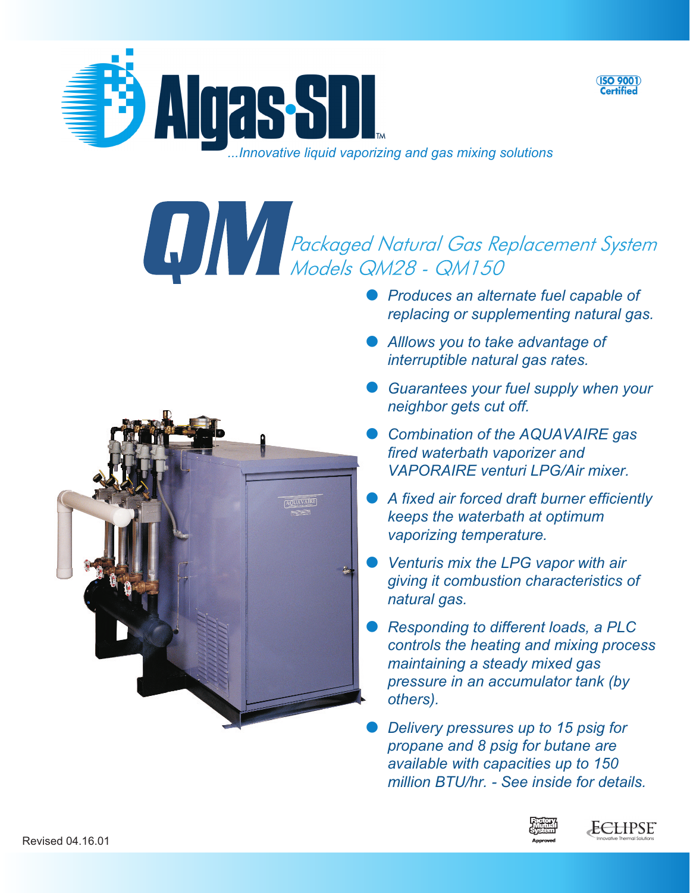# Algas-SDI™

*...Innovative liquid vaporizing and gas mixing solutions*

ISO 9001 Certified

# QM

## *Packaged Natural Gas Replacement System*
## *Models QM28 - QM150*

- *Produces an alternate fuel capable of replacing or supplementing natural gas.*
- *Alllows you to take advantage of interruptible natural gas rates.*
- *Guarantees your fuel supply when your neighbor gets cut off.*
- *Combination of the AQUAVAIRE gas fired waterbath vaporizer and VAPORAIRE venturi LPG/Air mixer.*
- *A fixed air forced draft burner efficiently keeps the waterbath at optimum vaporizing temperature.*
- *Venturis mix the LPG vapor with air giving it combustion characteristics of natural gas.*
- *Responding to different loads, a PLC controls the heating and mixing process maintaining a steady mixed gas pressure in an accumulator tank (by others).*
- *Delivery pressures up to 15 psig for propane and 8 psig for butane are available with capacities up to 150 million BTU/hr. - See inside for details.*

Factory Mutual System Approved

ECLIPSE™ Innovative Thermal Solutions

Revised 04.16.01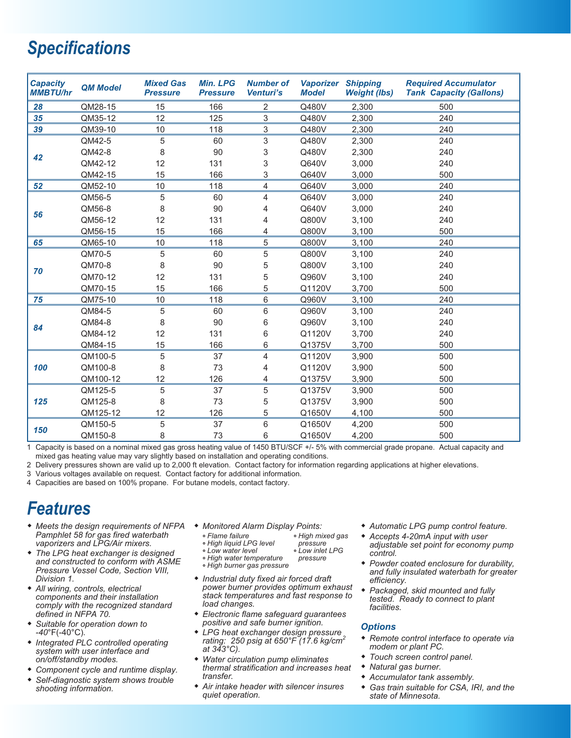# Specifications

| Capacity MMBTU/hr | QM Model | Mixed Gas Pressure | Min. LPG Pressure | Number of Venturi's | Vaporizer Model | Shipping Weight (lbs) | Required Accumulator Tank Capacity (Gallons) |
|---|---|---|---|---|---|---|---|
| 28 | QM28-15 | 15 | 166 | 2 | Q480V | 2,300 | 500 |
| 35 | QM35-12 | 12 | 125 | 3 | Q480V | 2,300 | 240 |
| 39 | QM39-10 | 10 | 118 | 3 | Q480V | 2,300 | 240 |
| 42 | QM42-5 | 5 | 60 | 3 | Q480V | 2,300 | 240 |
| | QM42-8 | 8 | 90 | 3 | Q480V | 2,300 | 240 |
| | QM42-12 | 12 | 131 | 3 | Q640V | 3,000 | 240 |
| | QM42-15 | 15 | 166 | 3 | Q640V | 3,000 | 500 |
| 52 | QM52-10 | 10 | 118 | 4 | Q640V | 3,000 | 240 |
| 56 | QM56-5 | 5 | 60 | 4 | Q640V | 3,000 | 240 |
| | QM56-8 | 8 | 90 | 4 | Q640V | 3,000 | 240 |
| | QM56-12 | 12 | 131 | 4 | Q800V | 3,100 | 240 |
| | QM56-15 | 15 | 166 | 4 | Q800V | 3,100 | 500 |
| 65 | QM65-10 | 10 | 118 | 5 | Q800V | 3,100 | 240 |
| 70 | QM70-5 | 5 | 60 | 5 | Q800V | 3,100 | 240 |
| | QM70-8 | 8 | 90 | 5 | Q800V | 3,100 | 240 |
| | QM70-12 | 12 | 131 | 5 | Q960V | 3,100 | 240 |
| | QM70-15 | 15 | 166 | 5 | Q1120V | 3,700 | 500 |
| 75 | QM75-10 | 10 | 118 | 6 | Q960V | 3,100 | 240 |
| 84 | QM84-5 | 5 | 60 | 6 | Q960V | 3,100 | 240 |
| | QM84-8 | 8 | 90 | 6 | Q960V | 3,100 | 240 |
| | QM84-12 | 12 | 131 | 6 | Q1120V | 3,700 | 240 |
| | QM84-15 | 15 | 166 | 6 | Q1375V | 3,700 | 500 |
| 100 | QM100-5 | 5 | 37 | 4 | Q1120V | 3,900 | 500 |
| | QM100-8 | 8 | 73 | 4 | Q1120V | 3,900 | 500 |
| | QM100-12 | 12 | 126 | 4 | Q1375V | 3,900 | 500 |
| 125 | QM125-5 | 5 | 37 | 5 | Q1375V | 3,900 | 500 |
| | QM125-8 | 8 | 73 | 5 | Q1375V | 3,900 | 500 |
| | QM125-12 | 12 | 126 | 5 | Q1650V | 4,100 | 500 |
| 150 | QM150-5 | 5 | 37 | 6 | Q1650V | 4,200 | 500 |
| | QM150-8 | 8 | 73 | 6 | Q1650V | 4,200 | 500 |

1 Capacity is based on a nominal mixed gas gross heating value of 1450 BTU/SCF +/- 5% with commercial grade propane. Actual capacity and mixed gas heating value may vary slightly based on installation and operating conditions.

2 Delivery pressures shown are valid up to 2,000 ft elevation. Contact factory for information regarding applications at higher elevations.

3 Various voltages available on request. Contact factory for additional information.

4 Capacities are based on 100% propane. For butane models, contact factory.

# Features

- *Meets the design requirements of NFPA Pamphlet 58 for gas fired waterbath vaporizers and LPG/Air mixers.*
- *The LPG heat exchanger is designed and constructed to conform with ASME Pressure Vessel Code, Section VIII, Division 1.*
- *All wiring, controls, electrical components and their installation comply with the recognized standard defined in NFPA 70.*
- *Suitable for operation down to -40°F(-40°C).*
- *Integrated PLC controlled operating system with user interface and on/off/standby modes.*
- *Component cycle and runtime display.*
- *Self-diagnostic system shows trouble shooting information.*
- *Monitored Alarm Display Points:*
  - *Flame failure*
  - *High liquid LPG level*
  - *Low water level*
  - *High water temperature*
  - *High burner gas pressure*
  - *High mixed gas pressure*
  - *Low inlet LPG pressure*
- *Industrial duty fixed air forced draft power burner provides optimum exhaust stack temperatures and fast response to load changes.*
- *Electronic flame safeguard guarantees positive and safe burner ignition.*
- *LPG heat exchanger design pressure rating: 250 psig at 650°F (17.6 kg/cm$^2$ at 343°C).*
- *Water circulation pump eliminates thermal stratification and increases heat transfer.*
- *Air intake header with silencer insures quiet operation.*
- *Automatic LPG pump control feature.*
- *Accepts 4-20mA input with user adjustable set point for economy pump control.*
- *Powder coated enclosure for durability, and fully insulated waterbath for greater efficiency.*
- *Packaged, skid mounted and fully tested. Ready to connect to plant facilities.*

## Options

- *Remote control interface to operate via modem or plant PC.*
- *Touch screen control panel.*
- *Natural gas burner.*
- *Accumulator tank assembly.*
- *Gas train suitable for CSA, IRI, and the state of Minnesota.*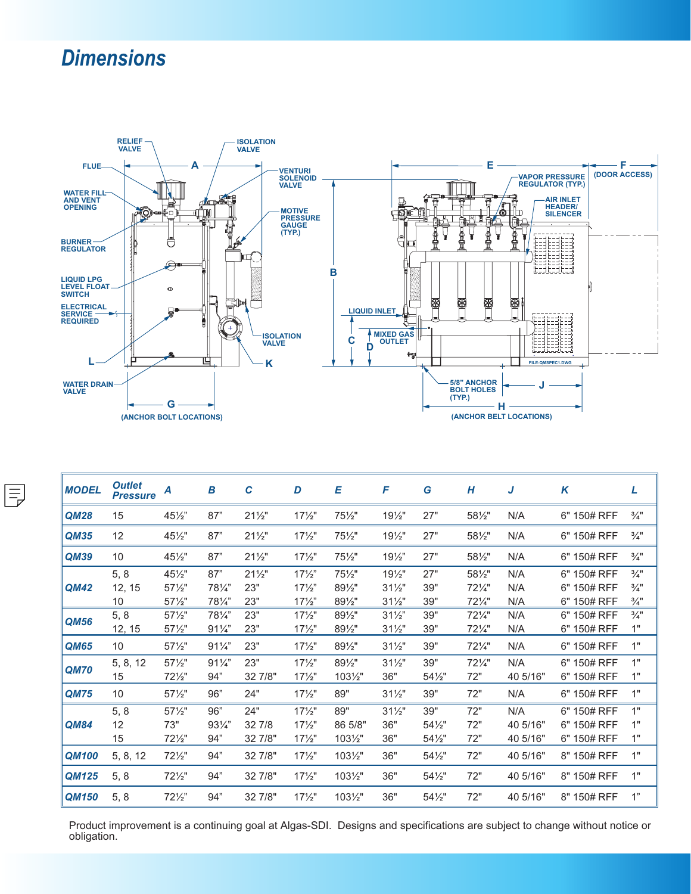# Dimensions

RELIEF VALVE

ISOLATION VALVE

FLUE

A

VENTURI SOLENOID VALVE

WATER FILL AND VENT OPENING

MOTIVE PRESSURE GAUGE (TYP.)

BURNER REGULATOR

LIQUID LPG LEVEL FLOAT SWITCH

ELECTRICAL SERVICE REQUIRED

ISOLATION VALVE

L

K

WATER DRAIN VALVE

G

(ANCHOR BOLT LOCATIONS)

E

F (DOOR ACCESS)

VAPOR PRESSURE REGULATOR (TYP.)

AIR INLET HEADER/ SILENCER

B

LIQUID INLET

C

MIXED GAS OUTLET

D

FILE:QMSPEC1.DWG

5/8" ANCHOR BOLT HOLES (TYP.)

J

H

(ANCHOR BELT LOCATIONS)

| MODEL | Outlet Pressure | A | B | C | D | E | F | G | H | J | K | L |
|---|---|---|---|---|---|---|---|---|---|---|---|---|
| QM28 | 15 | 45½" | 87" | 21½" | 17½" | 75½" | 19½" | 27" | 58½" | N/A | 6" 150# RFF | ¾" |
| QM35 | 12 | 45½" | 87" | 21½" | 17½" | 75½" | 19½" | 27" | 58½" | N/A | 6" 150# RFF | ¾" |
| QM39 | 10 | 45½" | 87" | 21½" | 17½" | 75½" | 19½" | 27" | 58½" | N/A | 6" 150# RFF | ¾" |
| QM42 | 5, 8 | 45½" | 87" | 21½" | 17½" | 75½" | 19½" | 27" | 58½" | N/A | 6" 150# RFF | ¾" |
| | 12, 15 | 57½" | 78¼" | 23" | 17½" | 89½" | 31½" | 39" | 72¼" | N/A | 6" 150# RFF | ¾" |
| | 10 | 57½" | 78¼" | 23" | 17½" | 89½" | 31½" | 39" | 72¼" | N/A | 6" 150# RFF | ¾" |
| QM56 | 5, 8 | 57½" | 78¼" | 23" | 17½" | 89½" | 31½" | 39" | 72¼" | N/A | 6" 150# RFF | ¾" |
| | 12, 15 | 57½" | 91¼" | 23" | 17½" | 89½" | 31½" | 39" | 72¼" | N/A | 6" 150# RFF | 1" |
| QM65 | 10 | 57½" | 91¼" | 23" | 17½" | 89½" | 31½" | 39" | 72¼" | N/A | 6" 150# RFF | 1" |
| QM70 | 5, 8, 12 | 57½" | 91¼" | 23" | 17½" | 89½" | 31½" | 39" | 72¼" | N/A | 6" 150# RFF | 1" |
| | 15 | 72½" | 94" | 32 7/8" | 17½" | 103½" | 36" | 54½" | 72" | 40 5/16" | 6" 150# RFF | 1" |
| QM75 | 10 | 57½" | 96" | 24" | 17½" | 89" | 31½" | 39" | 72" | N/A | 6" 150# RFF | 1" |
| QM84 | 5, 8 | 57½" | 96" | 24" | 17½" | 89" | 31½" | 39" | 72" | N/A | 6" 150# RFF | 1" |
| | 12 | 73" | 93¼" | 32 7/8 | 17½" | 86 5/8" | 36" | 54½" | 72" | 40 5/16" | 6" 150# RFF | 1" |
| | 15 | 72½" | 94" | 32 7/8" | 17½" | 103½" | 36" | 54½" | 72" | 40 5/16" | 6" 150# RFF | 1" |
| QM100 | 5, 8, 12 | 72½" | 94" | 32 7/8" | 17½" | 103½" | 36" | 54½" | 72" | 40 5/16" | 8" 150# RFF | 1" |
| QM125 | 5, 8 | 72½" | 94" | 32 7/8" | 17½" | 103½" | 36" | 54½" | 72" | 40 5/16" | 8" 150# RFF | 1" |
| QM150 | 5, 8 | 72½" | 94" | 32 7/8" | 17½" | 103½" | 36" | 54½" | 72" | 40 5/16" | 8" 150# RFF | 1" |

Product improvement is a continuing goal at Algas-SDI. Designs and specifications are subject to change without notice or obligation.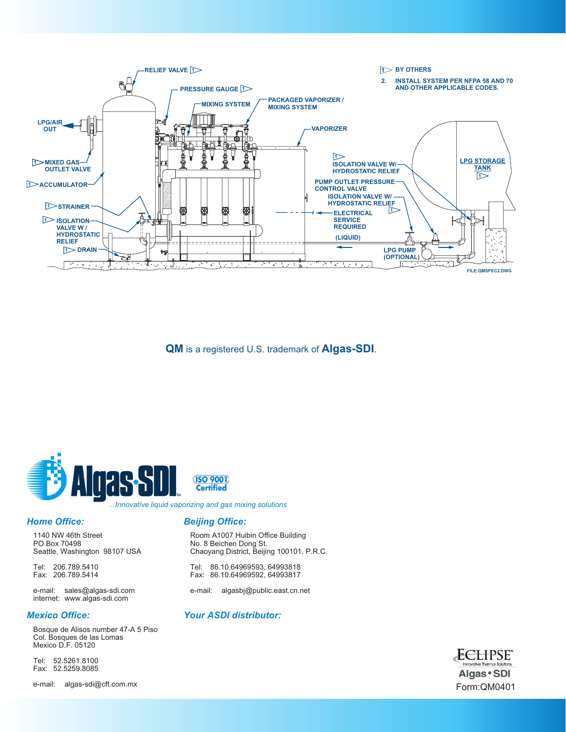RELIEF VALVE [1]

PRESSURE GAUGE [1]

MIXING SYSTEM

PACKAGED VAPORIZER / MIXING SYSTEM

VAPORIZER

LPG/AIR OUT

[1] MIXED GAS OUTLET VALVE

[1] ACCUMULATOR

[1] STRAINER

[1] ISOLATION VALVE W / HYDROSTATIC RELIEF

[1] DRAIN

[1] ISOLATION VALVE W/ HYDROSTATIC RELIEF

PUMP OUTLET PRESSURE CONTROL VALVE

ISOLATION VALVE W/ HYDROSTATIC RELIEF [1]

ELECTRICAL SERVICE REQUIRED

(LIQUID)

LPG PUMP (OPTIONAL)

LPG STORAGE TANK [1]

[1] BY OTHERS

2. INSTALL SYSTEM PER NFPA 58 AND 70 AND OTHER APPLICABLE CODES.

FILE:QMSPEC2.DWG

**QM** is a registered U.S. trademark of **Algas-SDI**.

Algas-SDI ISO 9001 Certified

*...Innovative liquid vaporizing and gas mixing solutions*

### *Home Office:*

1140 NW 46th Street
PO Box 70498
Seattle, Washington 98107 USA

Tel: 206.789.5410
Fax: 206.789.5414

e-mail: sales@algas-sdi.com
internet: www.algas-sdi.com

### *Beijing Office:*

Room A1007 Huibin Office Building
No. 8 Beichen Dong St.
Chaoyang District, Beijing 100101, P.R.C.

Tel: 86.10.64969593, 64993818
Fax: 86.10.64969592, 64993817

e-mail: algasbj@public.east.cn.net

### *Mexico Office:*

Bosque de Alisos number 47-A 5 Piso
Col. Bosques de las Lomas
Mexico D.F. 05120

Tel: 52.5261.8100
Fax: 52.5259.8085

e-mail: algas-sdi@cft.com.mx

### *Your ASDI distributor:*

ECLIPSE Innovative Thermal Solutions
Algas • SDI
Form:QM0401